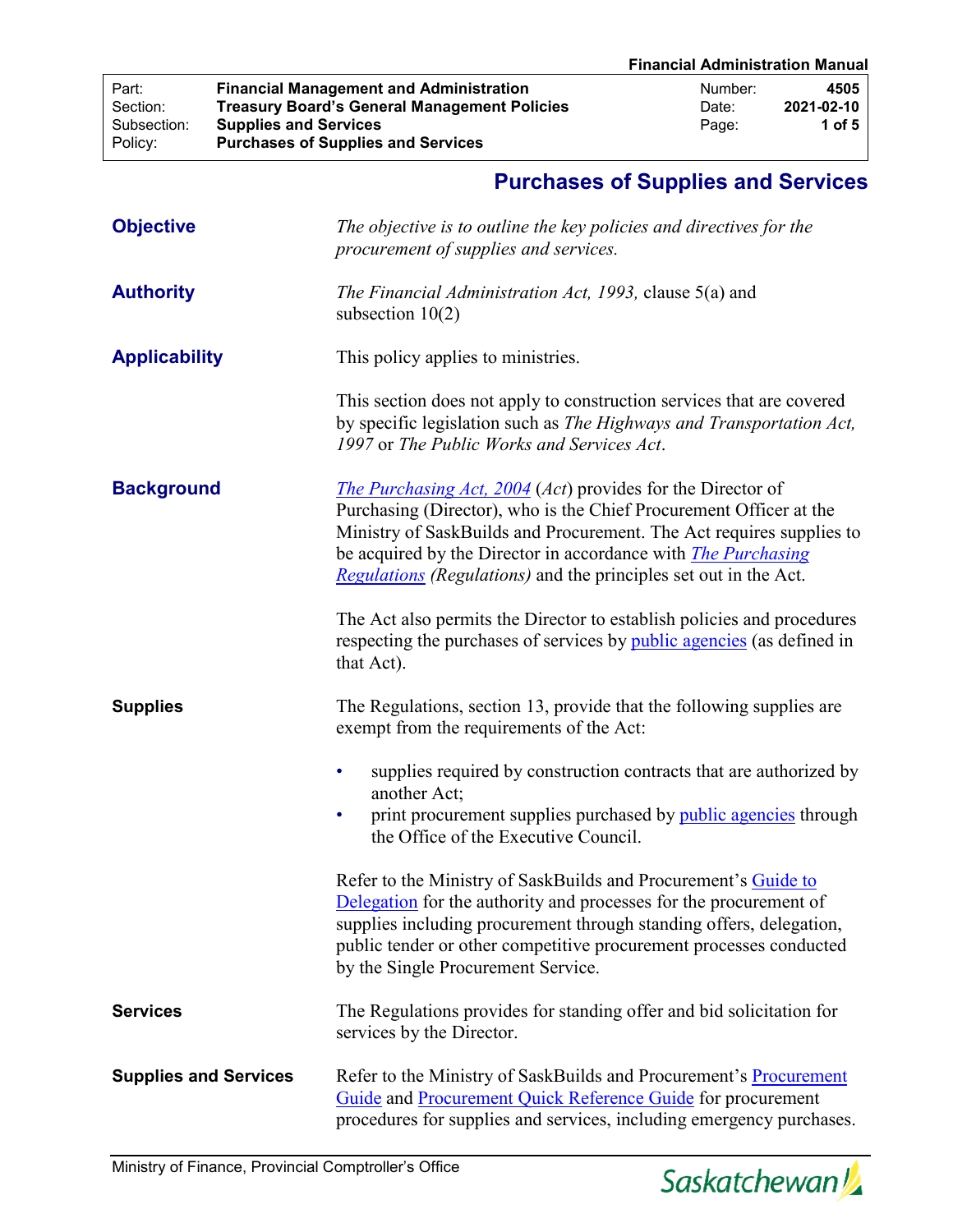**Financial Administration Manual**

| | | | |
|---|---|---|---|
| Part: | **Financial Management and Administration** | Number: | **4505** |
| Section: | **Treasury Board's General Management Policies** | Date: | **2021-02-10** |
| Subsection: | **Supplies and Services** | | |
| Policy: | **Purchases of Supplies and Services** | | |

# Purchases of Supplies and Services

## Objective

*The objective is to outline the key policies and directives for the procurement of supplies and services.*

## Authority

*The Financial Administration Act, 1993,* clause 5(a) and subsection 10(2)

## Applicability

This policy applies to ministries.

This section does not apply to construction services that are covered by specific legislation such as *The Highways and Transportation Act, 1997* or *The Public Works and Services Act*.

## Background

*The Purchasing Act, 2004* (*Act*) provides for the Director of Purchasing (Director), who is the Chief Procurement Officer at the Ministry of SaskBuilds and Procurement. The Act requires supplies to be acquired by the Director in accordance with *The Purchasing Regulations* *(Regulations)* and the principles set out in the Act.

The Act also permits the Director to establish policies and procedures respecting the purchases of services by public agencies (as defined in that Act).

### Supplies

The Regulations, section 13, provide that the following supplies are exempt from the requirements of the Act:

- supplies required by construction contracts that are authorized by another Act;
- print procurement supplies purchased by public agencies through the Office of the Executive Council.

Refer to the Ministry of SaskBuilds and Procurement's Guide to Delegation for the authority and processes for the procurement of supplies including procurement through standing offers, delegation, public tender or other competitive procurement processes conducted by the Single Procurement Service.

### Services

The Regulations provides for standing offer and bid solicitation for services by the Director.

### Supplies and Services

Refer to the Ministry of SaskBuilds and Procurement's Procurement Guide and Procurement Quick Reference Guide for procurement procedures for supplies and services, including emergency purchases.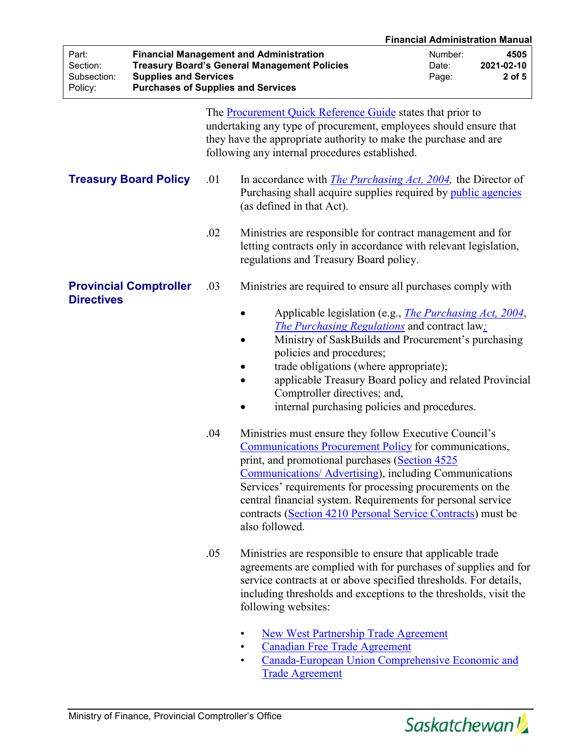The Procurement Quick Reference Guide states that prior to undertaking any type of procurement, employees should ensure that they have the appropriate authority to make the purchase and are following any internal procedures established.

## Treasury Board Policy

.01 In accordance with *The Purchasing Act, 2004,* the Director of Purchasing shall acquire supplies required by public agencies (as defined in that Act).

.02 Ministries are responsible for contract management and for letting contracts only in accordance with relevant legislation, regulations and Treasury Board policy.

## Provincial Comptroller Directives

.03 Ministries are required to ensure all purchases comply with

- Applicable legislation (e.g., *The Purchasing Act, 2004*, *The Purchasing Regulations* and contract law;
- Ministry of SaskBuilds and Procurement's purchasing policies and procedures;
- trade obligations (where appropriate);
- applicable Treasury Board policy and related Provincial Comptroller directives; and,
- internal purchasing policies and procedures.

.04 Ministries must ensure they follow Executive Council's Communications Procurement Policy for communications, print, and promotional purchases (Section 4525 Communications/ Advertising), including Communications Services' requirements for processing procurements on the central financial system. Requirements for personal service contracts (Section 4210 Personal Service Contracts) must be also followed.

.05 Ministries are responsible to ensure that applicable trade agreements are complied with for purchases of supplies and for service contracts at or above specified thresholds. For details, including thresholds and exceptions to the thresholds, visit the following websites:

- New West Partnership Trade Agreement
- Canadian Free Trade Agreement
- Canada-European Union Comprehensive Economic and Trade Agreement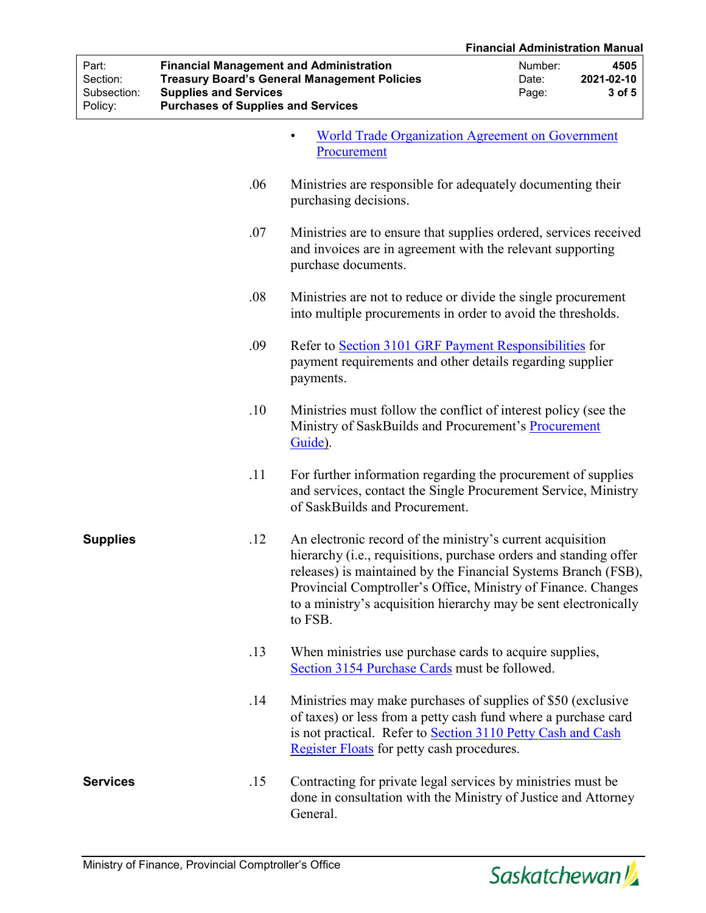- World Trade Organization Agreement on Government Procurement

.06 Ministries are responsible for adequately documenting their purchasing decisions.

.07 Ministries are to ensure that supplies ordered, services received and invoices are in agreement with the relevant supporting purchase documents.

.08 Ministries are not to reduce or divide the single procurement into multiple procurements in order to avoid the thresholds.

.09 Refer to Section 3101 GRF Payment Responsibilities for payment requirements and other details regarding supplier payments.

.10 Ministries must follow the conflict of interest policy (see the Ministry of SaskBuilds and Procurement's Procurement Guide).

.11 For further information regarding the procurement of supplies and services, contact the Single Procurement Service, Ministry of SaskBuilds and Procurement.

**Supplies**

.12 An electronic record of the ministry's current acquisition hierarchy (i.e., requisitions, purchase orders and standing offer releases) is maintained by the Financial Systems Branch (FSB), Provincial Comptroller's Office, Ministry of Finance. Changes to a ministry's acquisition hierarchy may be sent electronically to FSB.

.13 When ministries use purchase cards to acquire supplies, Section 3154 Purchase Cards must be followed.

.14 Ministries may make purchases of supplies of $50 (exclusive of taxes) or less from a petty cash fund where a purchase card is not practical. Refer to Section 3110 Petty Cash and Cash Register Floats for petty cash procedures.

**Services**

.15 Contracting for private legal services by ministries must be done in consultation with the Ministry of Justice and Attorney General.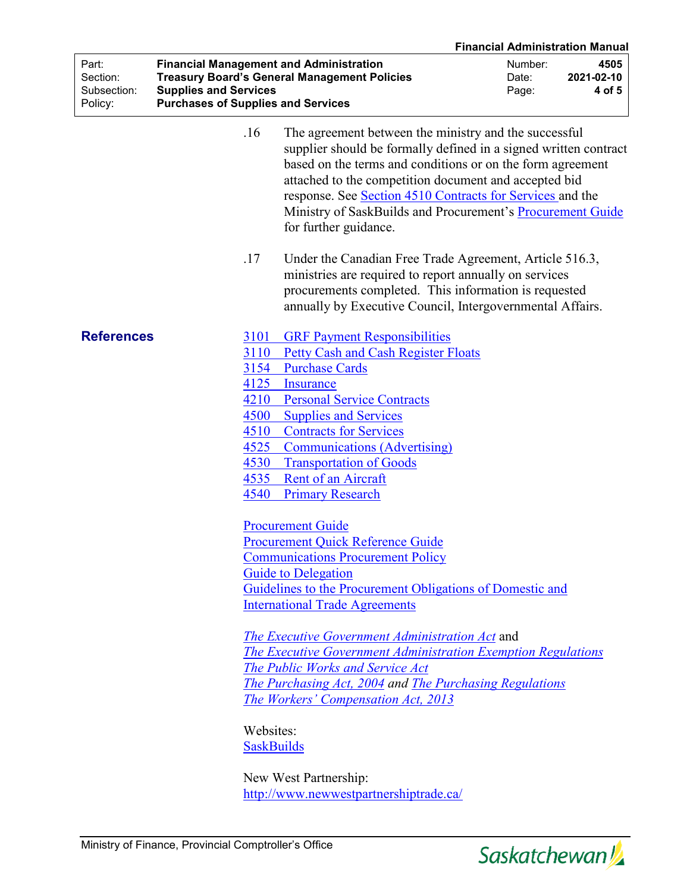.16 The agreement between the ministry and the successful supplier should be formally defined in a signed written contract based on the terms and conditions or on the form agreement attached to the competition document and accepted bid response. See Section 4510 Contracts for Services and the Ministry of SaskBuilds and Procurement's Procurement Guide for further guidance.

.17 Under the Canadian Free Trade Agreement, Article 516.3, ministries are required to report annually on services procurements completed. This information is requested annually by Executive Council, Intergovernmental Affairs.

## References

3101 GRF Payment Responsibilities
3110 Petty Cash and Cash Register Floats
3154 Purchase Cards
4125 Insurance
4210 Personal Service Contracts
4500 Supplies and Services
4510 Contracts for Services
4525 Communications (Advertising)
4530 Transportation of Goods
4535 Rent of an Aircraft
4540 Primary Research

Procurement Guide
Procurement Quick Reference Guide
Communications Procurement Policy
Guide to Delegation
Guidelines to the Procurement Obligations of Domestic and International Trade Agreements

*The Executive Government Administration Act* and
*The Executive Government Administration Exemption Regulations*
*The Public Works and Service Act*
*The Purchasing Act, 2004* and *The Purchasing Regulations*
*The Workers' Compensation Act, 2013*

Websites:
SaskBuilds

New West Partnership:
http://www.newwestpartnershiptrade.ca/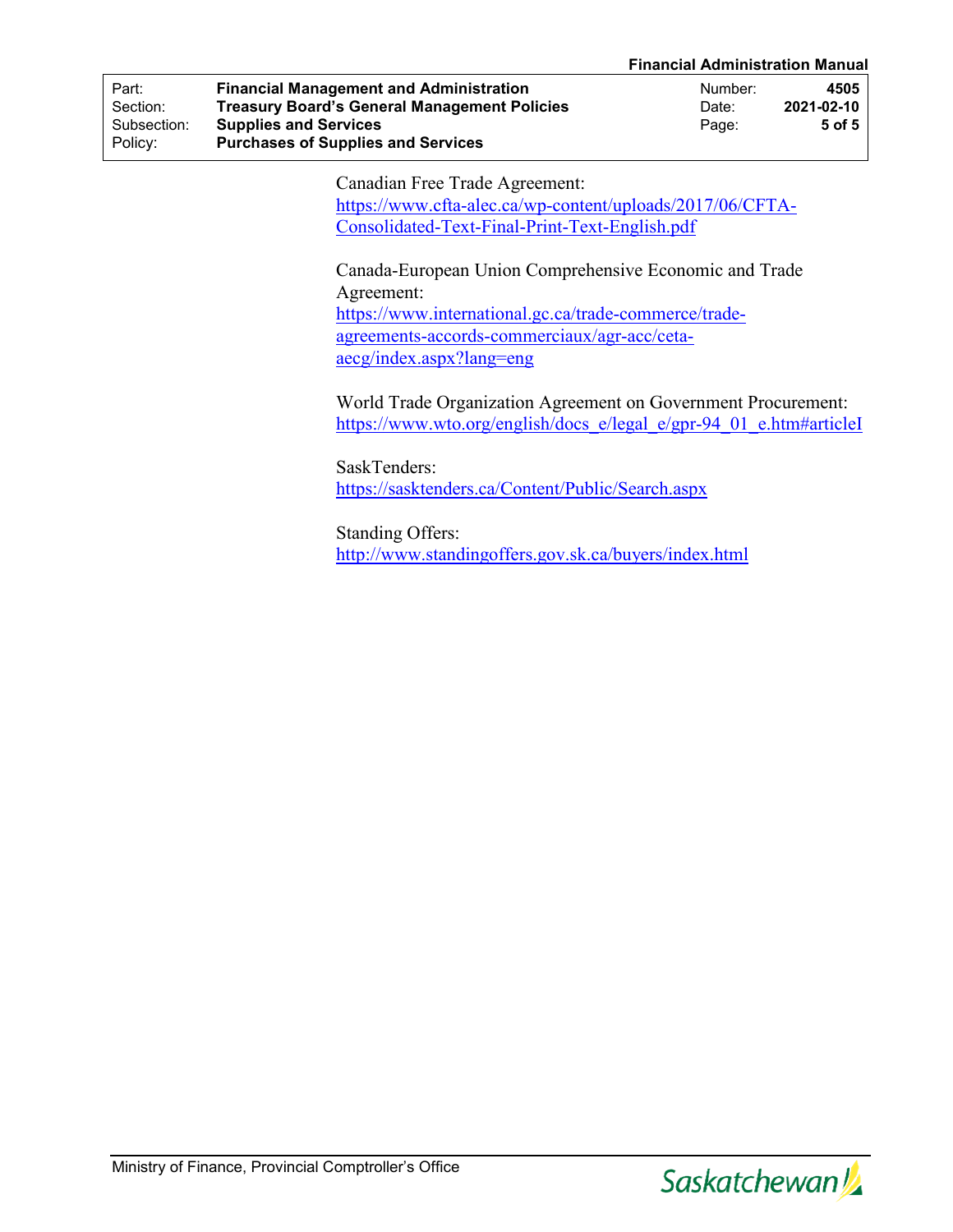Canadian Free Trade Agreement:
https://www.cfta-alec.ca/wp-content/uploads/2017/06/CFTA-Consolidated-Text-Final-Print-Text-English.pdf

Canada-European Union Comprehensive Economic and Trade Agreement:
https://www.international.gc.ca/trade-commerce/trade-agreements-accords-commerciaux/agr-acc/ceta-aecg/index.aspx?lang=eng

World Trade Organization Agreement on Government Procurement:
https://www.wto.org/english/docs_e/legal_e/gpr-94_01_e.htm#articleI

SaskTenders:
https://sasktenders.ca/Content/Public/Search.aspx

Standing Offers:
http://www.standingoffers.gov.sk.ca/buyers/index.html